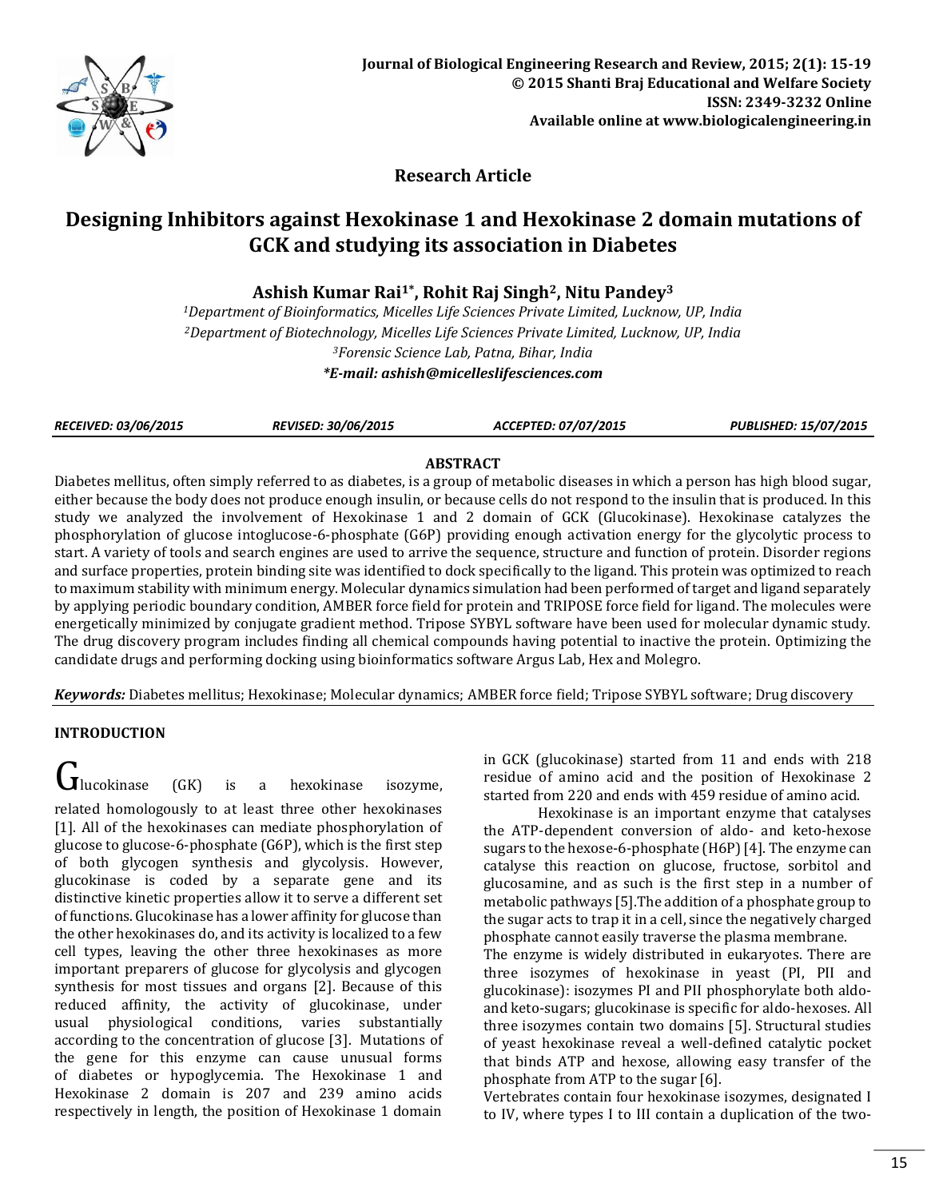**Research Article**

# Designing Inhibitors against Hexokinase 1 and Hexokinase 2 domain mutations of GCK and studying its association in Diabetes

**Ashish Kumar Rai[1*], Rohit Raj Singh[2], Nitu Pandey[3]**

*[1]Department of Bioinformatics, Micelles Life Sciences Private Limited, Lucknow, UP, India*
*[2]Department of Biotechnology, Micelles Life Sciences Private Limited, Lucknow, UP, India*
*[3]Forensic Science Lab, Patna, Bihar, India*
***E-mail: ashish@micelleslifesciences.com**

| *RECEIVED: 03/06/2015* | *REVISED: 30/06/2015* | *ACCEPTED: 07/07/2015* | *PUBLISHED: 15/07/2015* |
|---|---|---|---|

## ABSTRACT

Diabetes mellitus, often simply referred to as diabetes, is a group of metabolic diseases in which a person has high blood sugar, either because the body does not produce enough insulin, or because cells do not respond to the insulin that is produced. In this study we analyzed the involvement of Hexokinase 1 and 2 domain of GCK (Glucokinase). Hexokinase catalyzes the phosphorylation of glucose intoglucose-6-phosphate (G6P) providing enough activation energy for the glycolytic process to start. A variety of tools and search engines are used to arrive the sequence, structure and function of protein. Disorder regions and surface properties, protein binding site was identified to dock specifically to the ligand. This protein was optimized to reach to maximum stability with minimum energy. Molecular dynamics simulation had been performed of target and ligand separately by applying periodic boundary condition, AMBER force field for protein and TRIPOSE force field for ligand. The molecules were energetically minimized by conjugate gradient method. Tripose SYBYL software have been used for molecular dynamic study. The drug discovery program includes finding all chemical compounds having potential to inactive the protein. Optimizing the candidate drugs and performing docking using bioinformatics software Argus Lab, Hex and Molegro.

***Keywords:*** Diabetes mellitus; Hexokinase; Molecular dynamics; AMBER force field; Tripose SYBYL software; Drug discovery

## INTRODUCTION

Glucokinase (GK) is a hexokinase isozyme, related homologously to at least three other hexokinases [1]. All of the hexokinases can mediate phosphorylation of glucose to glucose-6-phosphate (G6P), which is the first step of both glycogen synthesis and glycolysis. However, glucokinase is coded by a separate gene and its distinctive kinetic properties allow it to serve a different set of functions. Glucokinase has a lower affinity for glucose than the other hexokinases do, and its activity is localized to a few cell types, leaving the other three hexokinases as more important preparers of glucose for glycolysis and glycogen synthesis for most tissues and organs [2]. Because of this reduced affinity, the activity of glucokinase, under usual physiological conditions, varies substantially according to the concentration of glucose [3]. Mutations of the gene for this enzyme can cause unusual forms of diabetes or hypoglycemia. The Hexokinase 1 and Hexokinase 2 domain is 207 and 239 amino acids respectively in length, the position of Hexokinase 1 domain in GCK (glucokinase) started from 11 and ends with 218 residue of amino acid and the position of Hexokinase 2 started from 220 and ends with 459 residue of amino acid.

Hexokinase is an important enzyme that catalyses the ATP-dependent conversion of aldo- and keto-hexose sugars to the hexose-6-phosphate (H6P) [4]. The enzyme can catalyse this reaction on glucose, fructose, sorbitol and glucosamine, and as such is the first step in a number of metabolic pathways [5].The addition of a phosphate group to the sugar acts to trap it in a cell, since the negatively charged phosphate cannot easily traverse the plasma membrane.

The enzyme is widely distributed in eukaryotes. There are three isozymes of hexokinase in yeast (PI, PII and glucokinase): isozymes PI and PII phosphorylate both aldo- and keto-sugars; glucokinase is specific for aldo-hexoses. All three isozymes contain two domains [5]. Structural studies of yeast hexokinase reveal a well-defined catalytic pocket that binds ATP and hexose, allowing easy transfer of the phosphate from ATP to the sugar [6].

Vertebrates contain four hexokinase isozymes, designated I to IV, where types I to III contain a duplication of the two-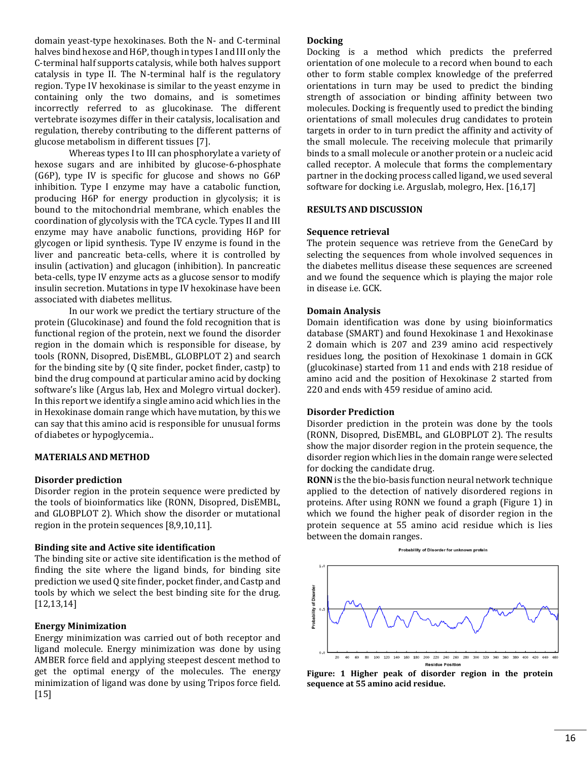domain yeast-type hexokinases. Both the N- and C-terminal halves bind hexose and H6P, though in types I and III only the C-terminal half supports catalysis, while both halves support catalysis in type II. The N-terminal half is the regulatory region. Type IV hexokinase is similar to the yeast enzyme in containing only the two domains, and is sometimes incorrectly referred to as glucokinase. The different vertebrate isozymes differ in their catalysis, localisation and regulation, thereby contributing to the different patterns of glucose metabolism in different tissues [7].

Whereas types I to III can phosphorylate a variety of hexose sugars and are inhibited by glucose-6-phosphate (G6P), type IV is specific for glucose and shows no G6P inhibition. Type I enzyme may have a catabolic function, producing H6P for energy production in glycolysis; it is bound to the mitochondrial membrane, which enables the coordination of glycolysis with the TCA cycle. Types II and III enzyme may have anabolic functions, providing H6P for glycogen or lipid synthesis. Type IV enzyme is found in the liver and pancreatic beta-cells, where it is controlled by insulin (activation) and glucagon (inhibition). In pancreatic beta-cells, type IV enzyme acts as a glucose sensor to modify insulin secretion. Mutations in type IV hexokinase have been associated with diabetes mellitus.

In our work we predict the tertiary structure of the protein (Glucokinase) and found the fold recognition that is functional region of the protein, next we found the disorder region in the domain which is responsible for disease, by tools (RONN, Disopred, DisEMBL, GLOBPLOT 2) and search for the binding site by (Q site finder, pocket finder, castp) to bind the drug compound at particular amino acid by docking software's like (Argus lab, Hex and Molegro virtual docker). In this report we identify a single amino acid which lies in the in Hexokinase domain range which have mutation, by this we can say that this amino acid is responsible for unusual forms of diabetes or hypoglycemia..

## MATERIALS AND METHOD

### Disorder prediction

Disorder region in the protein sequence were predicted by the tools of bioinformatics like (RONN, Disopred, DisEMBL, and GLOBPLOT 2). Which show the disorder or mutational region in the protein sequences [8,9,10,11].

### Binding site and Active site identification

The binding site or active site identification is the method of finding the site where the ligand binds, for binding site prediction we used Q site finder, pocket finder, and Castp and tools by which we select the best binding site for the drug. [12,13,14]

### Energy Minimization

Energy minimization was carried out of both receptor and ligand molecule. Energy minimization was done by using AMBER force field and applying steepest descent method to get the optimal energy of the molecules. The energy minimization of ligand was done by using Tripos force field. [15]

### Docking

Docking is a method which predicts the preferred orientation of one molecule to a record when bound to each other to form stable complex knowledge of the preferred orientations in turn may be used to predict the binding strength of association or binding affinity between two molecules. Docking is frequently used to predict the binding orientations of small molecules drug candidates to protein targets in order to in turn predict the affinity and activity of the small molecule. The receiving molecule that primarily binds to a small molecule or another protein or a nucleic acid called receptor. A molecule that forms the complementary partner in the docking process called ligand, we used several software for docking i.e. Arguslab, molegro, Hex. [16,17]

## RESULTS AND DISCUSSION

### Sequence retrieval

The protein sequence was retrieve from the GeneCard by selecting the sequences from whole involved sequences in the diabetes mellitus disease these sequences are screened and we found the sequence which is playing the major role in disease i.e. GCK.

### Domain Analysis

Domain identification was done by using bioinformatics database (SMART) and found Hexokinase 1 and Hexokinase 2 domain which is 207 and 239 amino acid respectively residues long, the position of Hexokinase 1 domain in GCK (glucokinase) started from 11 and ends with 218 residue of amino acid and the position of Hexokinase 2 started from 220 and ends with 459 residue of amino acid.

### Disorder Prediction

Disorder prediction in the protein was done by the tools (RONN, Disopred, DisEMBL, and GLOBPLOT 2). The results show the major disorder region in the protein sequence, the disorder region which lies in the domain range were selected for docking the candidate drug.

**RONN** is the the bio-basis function neural network technique applied to the detection of natively disordered regions in proteins. After using RONN we found a graph (Figure 1) in which we found the higher peak of disorder region in the protein sequence at 55 amino acid residue which is lies between the domain ranges.

**Figure: 1 Higher peak of disorder region in the protein sequence at 55 amino acid residue.**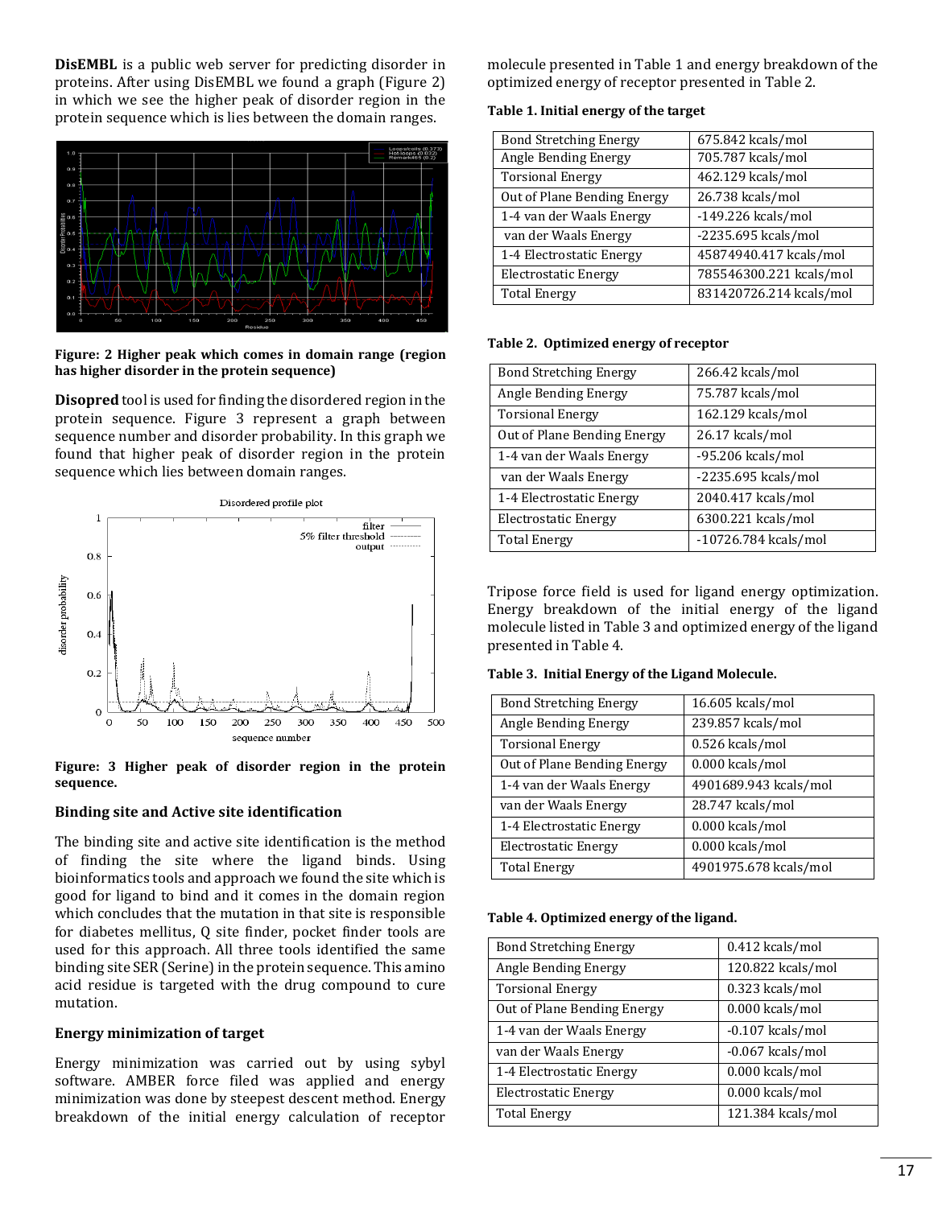**DisEMBL** is a public web server for predicting disorder in proteins. After using DisEMBL we found a graph (Figure 2) in which we see the higher peak of disorder region in the protein sequence which is lies between the domain ranges.

**Figure: 2 Higher peak which comes in domain range (region has higher disorder in the protein sequence)**

**Disopred** tool is used for finding the disordered region in the protein sequence. Figure 3 represent a graph between sequence number and disorder probability. In this graph we found that higher peak of disorder region in the protein sequence which lies between domain ranges.

**Figure: 3 Higher peak of disorder region in the protein sequence.**

### Binding site and Active site identification

The binding site and active site identification is the method of finding the site where the ligand binds. Using bioinformatics tools and approach we found the site which is good for ligand to bind and it comes in the domain region which concludes that the mutation in that site is responsible for diabetes mellitus, Q site finder, pocket finder tools are used for this approach. All three tools identified the same binding site SER (Serine) in the protein sequence. This amino acid residue is targeted with the drug compound to cure mutation.

### Energy minimization of target

Energy minimization was carried out by using sybyl software. AMBER force filed was applied and energy minimization was done by steepest descent method. Energy breakdown of the initial energy calculation of receptor molecule presented in Table 1 and energy breakdown of the optimized energy of receptor presented in Table 2.

**Table 1. Initial energy of the target**

| | |
|---|---|
| Bond Stretching Energy | 675.842 kcals/mol |
| Angle Bending Energy | 705.787 kcals/mol |
| Torsional Energy | 462.129 kcals/mol |
| Out of Plane Bending Energy | 26.738 kcals/mol |
| 1-4 van der Waals Energy | -149.226 kcals/mol |
| van der Waals Energy | -2235.695 kcals/mol |
| 1-4 Electrostatic Energy | 45874940.417 kcals/mol |
| Electrostatic Energy | 785546300.221 kcals/mol |
| Total Energy | 831420726.214 kcals/mol |

**Table 2. Optimized energy of receptor**

| | |
|---|---|
| Bond Stretching Energy | 266.42 kcals/mol |
| Angle Bending Energy | 75.787 kcals/mol |
| Torsional Energy | 162.129 kcals/mol |
| Out of Plane Bending Energy | 26.17 kcals/mol |
| 1-4 van der Waals Energy | -95.206 kcals/mol |
| van der Waals Energy | -2235.695 kcals/mol |
| 1-4 Electrostatic Energy | 2040.417 kcals/mol |
| Electrostatic Energy | 6300.221 kcals/mol |
| Total Energy | -10726.784 kcals/mol |

Tripose force field is used for ligand energy optimization. Energy breakdown of the initial energy of the ligand molecule listed in Table 3 and optimized energy of the ligand presented in Table 4.

**Table 3. Initial Energy of the Ligand Molecule.**

| | |
|---|---|
| Bond Stretching Energy | 16.605 kcals/mol |
| Angle Bending Energy | 239.857 kcals/mol |
| Torsional Energy | 0.526 kcals/mol |
| Out of Plane Bending Energy | 0.000 kcals/mol |
| 1-4 van der Waals Energy | 4901689.943 kcals/mol |
| van der Waals Energy | 28.747 kcals/mol |
| 1-4 Electrostatic Energy | 0.000 kcals/mol |
| Electrostatic Energy | 0.000 kcals/mol |
| Total Energy | 4901975.678 kcals/mol |

**Table 4. Optimized energy of the ligand.**

| | |
|---|---|
| Bond Stretching Energy | 0.412 kcals/mol |
| Angle Bending Energy | 120.822 kcals/mol |
| Torsional Energy | 0.323 kcals/mol |
| Out of Plane Bending Energy | 0.000 kcals/mol |
| 1-4 van der Waals Energy | -0.107 kcals/mol |
| van der Waals Energy | -0.067 kcals/mol |
| 1-4 Electrostatic Energy | 0.000 kcals/mol |
| Electrostatic Energy | 0.000 kcals/mol |
| Total Energy | 121.384 kcals/mol |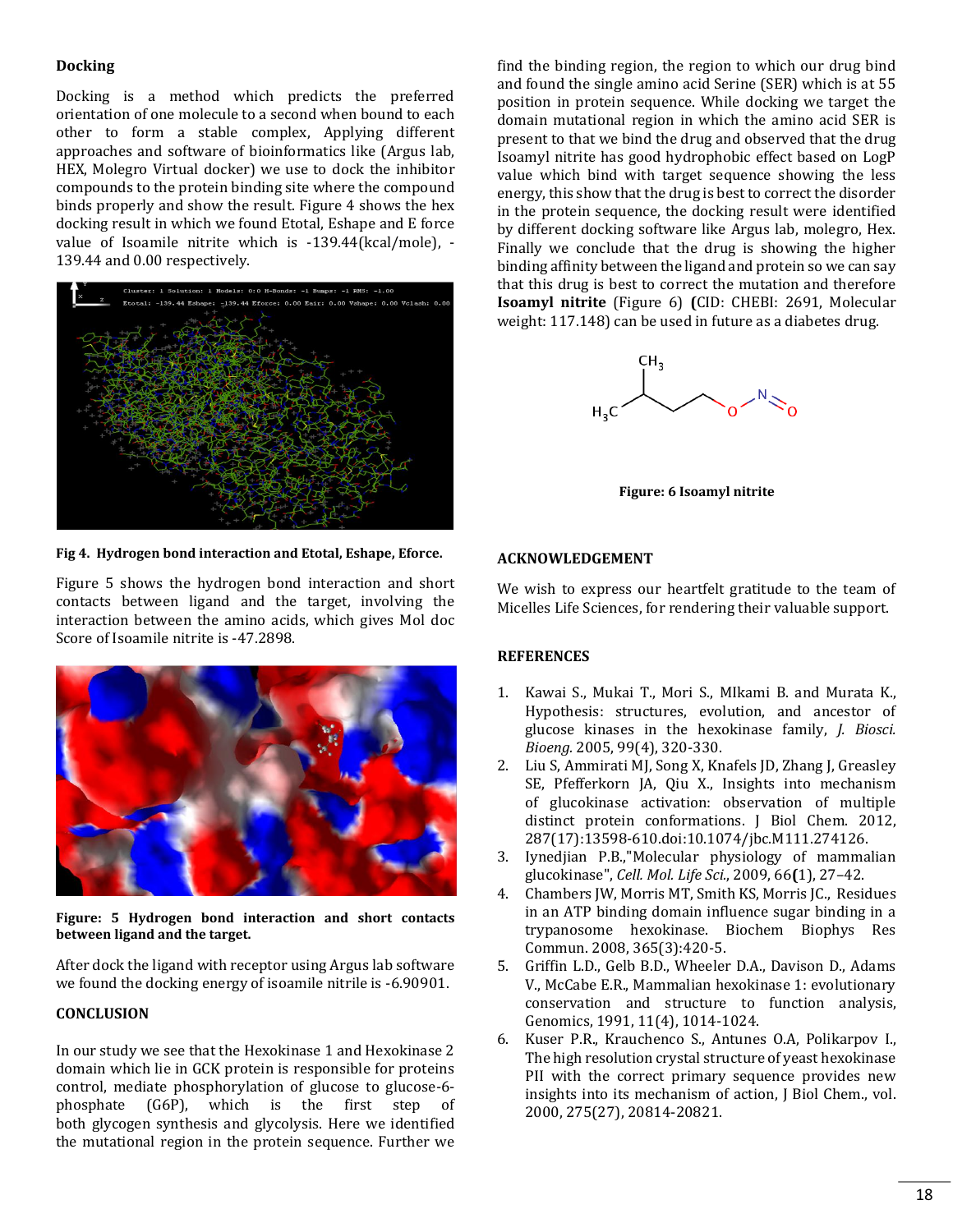### Docking

Docking is a method which predicts the preferred orientation of one molecule to a second when bound to each other to form a stable complex, Applying different approaches and software of bioinformatics like (Argus lab, HEX, Molegro Virtual docker) we use to dock the inhibitor compounds to the protein binding site where the compound binds properly and show the result. Figure 4 shows the hex docking result in which we found Etotal, Eshape and E force value of Isoamile nitrite which is -139.44(kcal/mole), -139.44 and 0.00 respectively.

**Fig 4. Hydrogen bond interaction and Etotal, Eshape, Eforce.**

Figure 5 shows the hydrogen bond interaction and short contacts between ligand and the target, involving the interaction between the amino acids, which gives Mol doc Score of Isoamile nitrite is -47.2898.

**Figure: 5 Hydrogen bond interaction and short contacts between ligand and the target.**

After dock the ligand with receptor using Argus lab software we found the docking energy of isoamile nitrile is -6.90901.

### CONCLUSION

In our study we see that the Hexokinase 1 and Hexokinase 2 domain which lie in GCK protein is responsible for proteins control, mediate phosphorylation of glucose to glucose-6-phosphate (G6P), which is the first step of both glycogen synthesis and glycolysis. Here we identified the mutational region in the protein sequence. Further we find the binding region, the region to which our drug bind and found the single amino acid Serine (SER) which is at 55 position in protein sequence. While docking we target the domain mutational region in which the amino acid SER is present to that we bind the drug and observed that the drug Isoamyl nitrite has good hydrophobic effect based on LogP value which bind with target sequence showing the less energy, this show that the drug is best to correct the disorder in the protein sequence, the docking result were identified by different docking software like Argus lab, molegro, Hex. Finally we conclude that the drug is showing the higher binding affinity between the ligand and protein so we can say that this drug is best to correct the mutation and therefore **Isoamyl nitrite** (Figure 6) **(**CID: CHEBI: 2691, Molecular weight: 117.148) can be used in future as a diabetes drug.

**Figure: 6 Isoamyl nitrite**

### ACKNOWLEDGEMENT

We wish to express our heartfelt gratitude to the team of Micelles Life Sciences, for rendering their valuable support.

### REFERENCES

1. Kawai S., Mukai T., Mori S., MIkami B. and Murata K., Hypothesis: structures, evolution, and ancestor of glucose kinases in the hexokinase family, *J. Biosci. Bioeng.* 2005, 99(4), 320-330.
2. Liu S, Ammirati MJ, Song X, Knafels JD, Zhang J, Greasley SE, Pfefferkorn JA, Qiu X., Insights into mechanism of glucokinase activation: observation of multiple distinct protein conformations. J Biol Chem. 2012, 287(17):13598-610.doi:10.1074/jbc.M111.274126.
3. Iynedjian P.B.,"Molecular physiology of mammalian glucokinase", *Cell. Mol. Life Sci.*, 2009, 66(**1**), 27–42.
4. Chambers JW, Morris MT, Smith KS, Morris JC., Residues in an ATP binding domain influence sugar binding in a trypanosome hexokinase. Biochem Biophys Res Commun. 2008, 365(3):420-5.
5. Griffin L.D., Gelb B.D., Wheeler D.A., Davison D., Adams V., McCabe E.R., Mammalian hexokinase 1: evolutionary conservation and structure to function analysis, Genomics, 1991, 11(4), 1014-1024.
6. Kuser P.R., Krauchenco S., Antunes O.A, Polikarpov I., The high resolution crystal structure of yeast hexokinase PII with the correct primary sequence provides new insights into its mechanism of action, J Biol Chem., vol. 2000, 275(27), 20814-20821.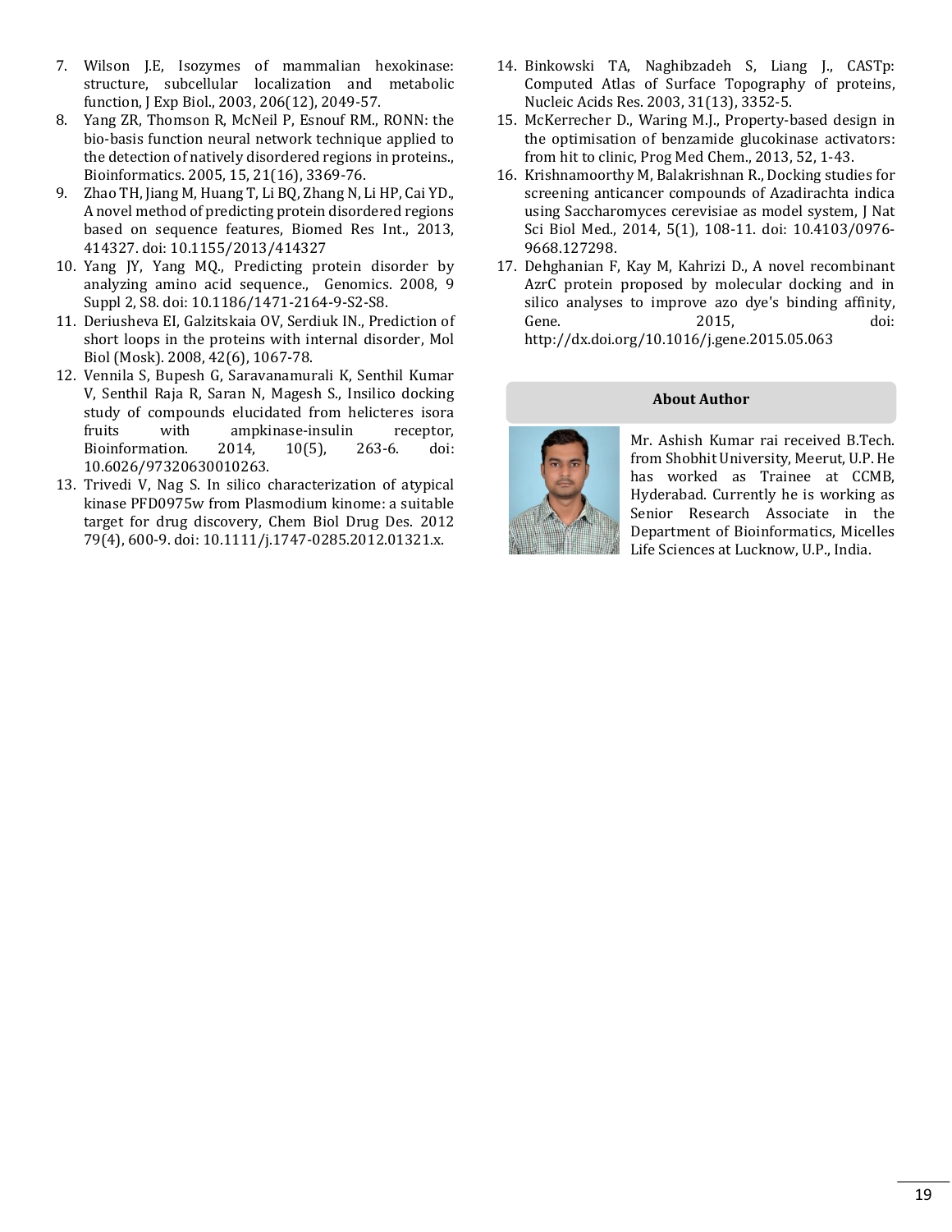7. Wilson J.E, Isozymes of mammalian hexokinase: structure, subcellular localization and metabolic function, J Exp Biol., 2003, 206(12), 2049-57.
8. Yang ZR, Thomson R, McNeil P, Esnouf RM., RONN: the bio-basis function neural network technique applied to the detection of natively disordered regions in proteins., Bioinformatics. 2005, 15, 21(16), 3369-76.
9. Zhao TH, Jiang M, Huang T, Li BQ, Zhang N, Li HP, Cai YD., A novel method of predicting protein disordered regions based on sequence features, Biomed Res Int., 2013, 414327. doi: 10.1155/2013/414327
10. Yang JY, Yang MQ., Predicting protein disorder by analyzing amino acid sequence., Genomics. 2008, 9 Suppl 2, S8. doi: 10.1186/1471-2164-9-S2-S8.
11. Deriusheva EI, Galzitskaia OV, Serdiuk IN., Prediction of short loops in the proteins with internal disorder, Mol Biol (Mosk). 2008, 42(6), 1067-78.
12. Vennila S, Bupesh G, Saravanamurali K, Senthil Kumar V, Senthil Raja R, Saran N, Magesh S., Insilico docking study of compounds elucidated from helicteres isora fruits with ampkinase-insulin receptor, Bioinformation. 2014, 10(5), 263-6. doi: 10.6026/97320630010263.
13. Trivedi V, Nag S. In silico characterization of atypical kinase PFD0975w from Plasmodium kinome: a suitable target for drug discovery, Chem Biol Drug Des. 2012 79(4), 600-9. doi: 10.1111/j.1747-0285.2012.01321.x.
14. Binkowski TA, Naghibzadeh S, Liang J., CASTp: Computed Atlas of Surface Topography of proteins, Nucleic Acids Res. 2003, 31(13), 3352-5.
15. McKerrecher D., Waring M.J., Property-based design in the optimisation of benzamide glucokinase activators: from hit to clinic, Prog Med Chem., 2013, 52, 1-43.
16. Krishnamoorthy M, Balakrishnan R., Docking studies for screening anticancer compounds of Azadirachta indica using Saccharomyces cerevisiae as model system, J Nat Sci Biol Med., 2014, 5(1), 108-11. doi: 10.4103/0976-9668.127298.
17. Dehghanian F, Kay M, Kahrizi D., A novel recombinant AzrC protein proposed by molecular docking and in silico analyses to improve azo dye's binding affinity, Gene. 2015, doi: http://dx.doi.org/10.1016/j.gene.2015.05.063

**About Author**

Mr. Ashish Kumar rai received B.Tech. from Shobhit University, Meerut, U.P. He has worked as Trainee at CCMB, Hyderabad. Currently he is working as Senior Research Associate in the Department of Bioinformatics, Micelles Life Sciences at Lucknow, U.P., India.